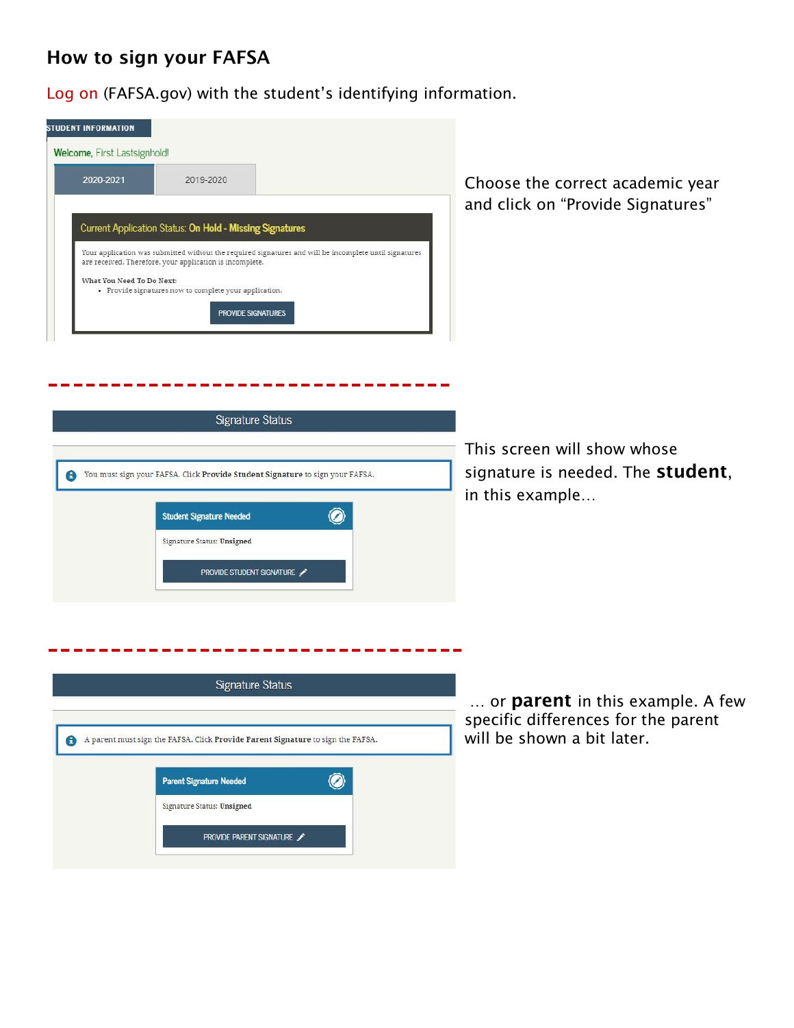# How to sign your FAFSA

Log on (FAFSA.gov) with the student's identifying information.

STUDENT INFORMATION

Welcome, First Lastsignhold!

2020-2021 | 2019-2020

Current Application Status: On Hold - Missing Signatures

Your application was submitted without the required signatures and will be incomplete until signatures are received. Therefore, your application is incomplete.

What You Need To Do Next:

- Provide signatures now to complete your application.

PROVIDE SIGNATURES

Choose the correct academic year and click on "Provide Signatures"

---

Signature Status

You must sign your FAFSA. Click **Provide Student Signature** to sign your FAFSA.

Student Signature Needed

Signature Status: **Unsigned**

PROVIDE STUDENT SIGNATURE

This screen will show whose signature is needed. The **student**, in this example…

---

Signature Status

A parent must sign the FAFSA. Click **Provide Parent Signature** to sign the FAFSA.

Parent Signature Needed

Signature Status: **Unsigned**

PROVIDE PARENT SIGNATURE

… or **parent** in this example. A few specific differences for the parent will be shown a bit later.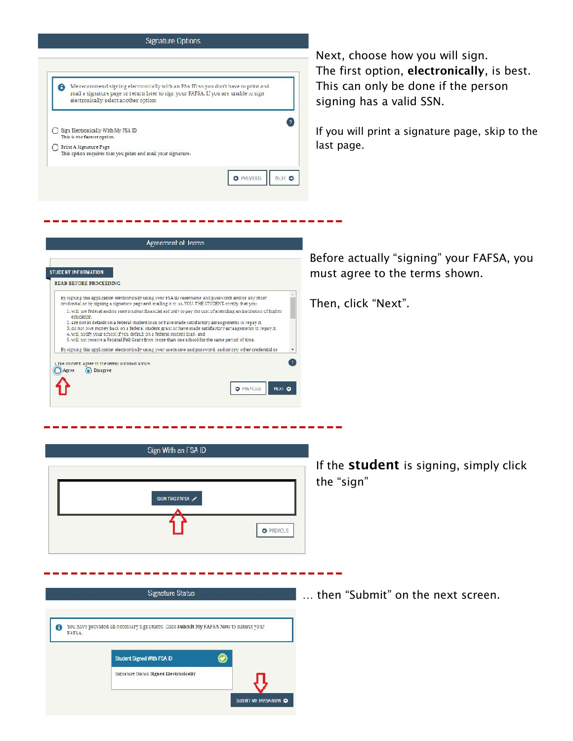## Signature Options

We recommend signing electronically with an FSA ID so you don't have to print and mail a signature page or return later to sign your FAFSA. If you are unable to sign electronically select another option.

- Sign Electronically With My FSA ID
  This is the fastest option.
- Print A Signature Page
  This option requires that you print and mail your signature.

PREVIOUS | NEXT

Next, choose how you will sign. The first option, **electronically**, is best. This can only be done if the person signing has a valid SSN.

If you will print a signature page, skip to the last page.

---

## Agreement of Terms

STUDENT INFORMATION

READ BEFORE PROCEEDING

By signing this application electronically using your FSA ID (username and password) and/or any other credential or by signing a signature page and mailing it to us, YOU, THE STUDENT, certify that you:

1. will use federal and/or state student financial aid only to pay the cost of attending an institution of higher education,
2. are not in default on a federal student loan or have made satisfactory arrangements to repay it,
3. do not owe money back on a federal student grant or have made satisfactory arrangements to repay it,
4. will notify your school if you default on a federal student loan, and
5. will not receive a Federal Pell Grant from more than one school for the same period of time.

By signing this application electronically using your username and password, and/or any other credential or

I, the student, agree to the terms outlined above.

- Agree
- Disagree

PREVIOUS | NEXT

Before actually "signing" your FAFSA, you must agree to the terms shown.

Then, click "Next".

---

## Sign With an FSA ID

SIGN THIS FAFSA

PREVIOUS

If the **student** is signing, simply click the "sign"

---

## Signature Status

You have provided all necessary signatures. Click **Submit My FAFSA Now** to submit your FAFSA.

Student Signed With FSA ID

Signature Status: **Signed Electronically**

SUBMIT MY FAFSA NOW

… then "Submit" on the next screen.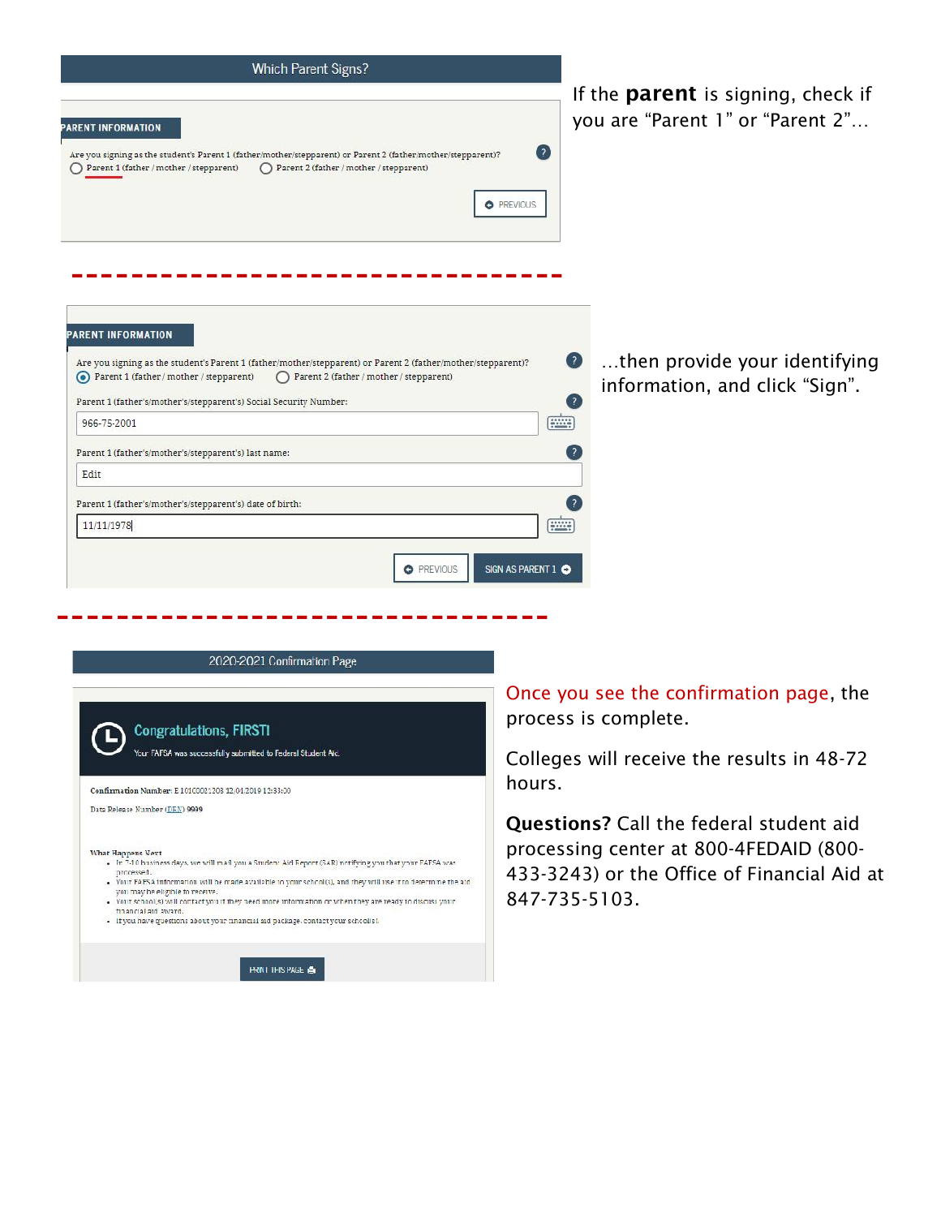Which Parent Signs?

PARENT INFORMATION

Are you signing as the student's Parent 1 (father/mother/stepparent) or Parent 2 (father/mother/stepparent)?

Parent 1 (father / mother / stepparent) Parent 2 (father / mother / stepparent)

PREVIOUS

If the **parent** is signing, check if you are "Parent 1" or "Parent 2"…

---

PARENT INFORMATION

Are you signing as the student's Parent 1 (father/mother/stepparent) or Parent 2 (father/mother/stepparent)?

Parent 1 (father / mother / stepparent) Parent 2 (father / mother / stepparent)

Parent 1 (father's/mother's/stepparent's) Social Security Number:

966-75-2001

Parent 1 (father's/mother's/stepparent's) last name:

Edit

Parent 1 (father's/mother's/stepparent's) date of birth:

11/11/1978

PREVIOUS SIGN AS PARENT 1

…then provide your identifying information, and click "Sign".

---

2020-2021 Confirmation Page

Congratulations, FIRST!

Your FAFSA was successfully submitted to Federal Student Aid.

Confirmation Number: E 1010002120812.04.2019 12:33:00

Data Release Number (DRN) 9999

What Happens Next

- In 7-10 business days, we will mail you a Student Aid Report (SAR) notifying you that your FAFSA was processed.
- Your FAFSA information will be made available to your school(s), and they will use it to determine the aid you may be eligible to receive.
- Your school(s) will contact you if they need more information or when they are ready to discuss your financial aid award.
- If you have questions about your financial aid package, contact your school(s).

PRINT THIS PAGE

Once you see the confirmation page, the process is complete.

Colleges will receive the results in 48-72 hours.

**Questions?** Call the federal student aid processing center at 800-4FEDAID (800-433-3243) or the Office of Financial Aid at 847-735-5103.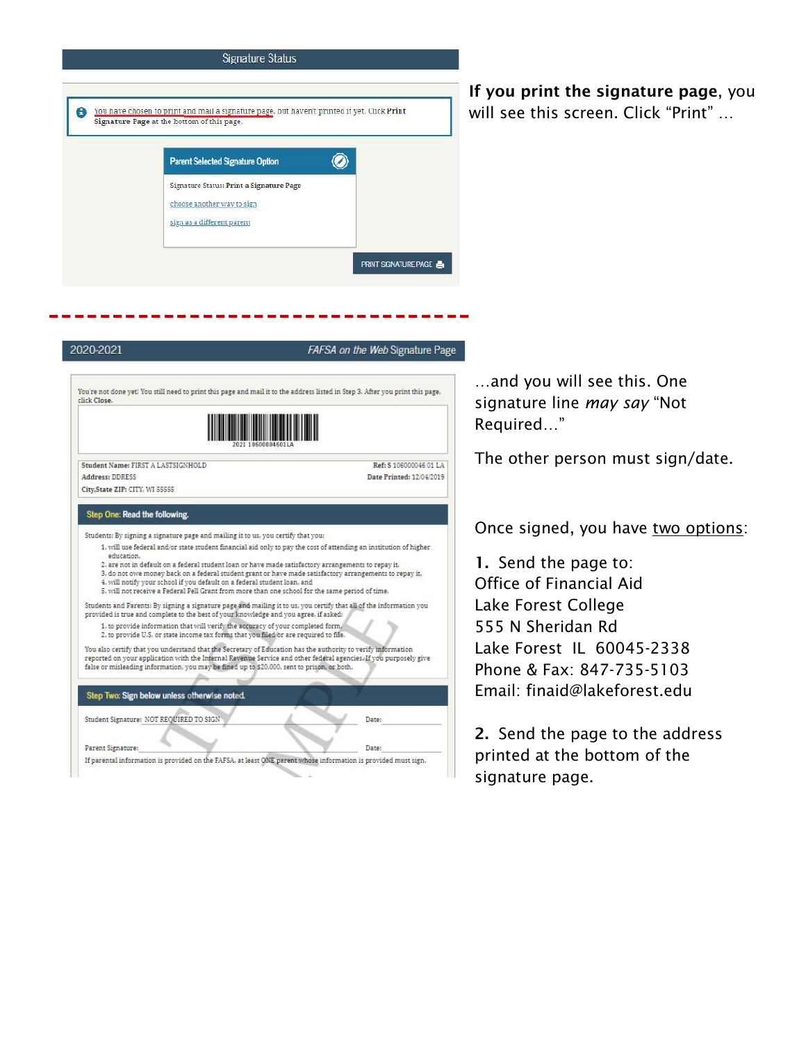Signature Status

You have chosen to print and mail a signature page, but haven't printed it yet. Click **Print Signature Page** at the bottom of this page.

**Parent Selected Signature Option**

Signature Status: **Print a Signature Page**

choose another way to sign

sign as a different parent

PRINT SIGNATURE PAGE

**If you print the signature page**, you will see this screen. Click "Print" …

---

2020-2021 *FAFSA on the Web* Signature Page

You're not done yet! You still need to print this page and mail it to the address listed in Step 3. After you print this page, click Close.

2021 10600004601LA

**Student Name:** FIRST A LASTSIGNHOLD **Ref:** S 10600004601 LA
**Address:** DDRESS **Date Printed:** 12/04/2019
**City,State ZIP:** CITY, WI 55555

**Step One: Read the following.**

Students: By signing a signature page and mailing it to us, you certify that you:

1. will use federal and/or state student financial aid only to pay the cost of attending an institution of higher education,
2. are not in default on a federal student loan or have made satisfactory arrangements to repay it,
3. do not owe money back on a federal student grant or have made satisfactory arrangements to repay it,
4. will notify your school if you default on a federal student loan, and
5. will not receive a Federal Pell Grant from more than one school for the same period of time.

Students and Parents: By signing a signature page and mailing it to us, you certify that all of the information you provided is true and complete to the best of your knowledge and you agree, if asked:

1. to provide information that will verify the accuracy of your completed form,
2. to provide U.S. or state income tax forms that you filed or are required to file.

You also certify that you understand that the Secretary of Education has the authority to verify information reported on your application with the Internal Revenue Service and other federal agencies. If you purposely give false or misleading information, you may be fined up to $20,000, sent to prison, or both.

**Step Two: Sign below unless otherwise noted.**

Student Signature: NOT REQUIRED TO SIGN Date:

Parent Signature: Date:

If parental information is provided on the FAFSA, at least ONE parent whose information is provided must sign.

…and you will see this. One signature line *may say* "Not Required…"

The other person must sign/date.

Once signed, you have two options:

**1.** Send the page to:
Office of Financial Aid
Lake Forest College
555 N Sheridan Rd
Lake Forest IL 60045-2338
Phone & Fax: 847-735-5103
Email: finaid@lakeforest.edu

**2.** Send the page to the address printed at the bottom of the signature page.